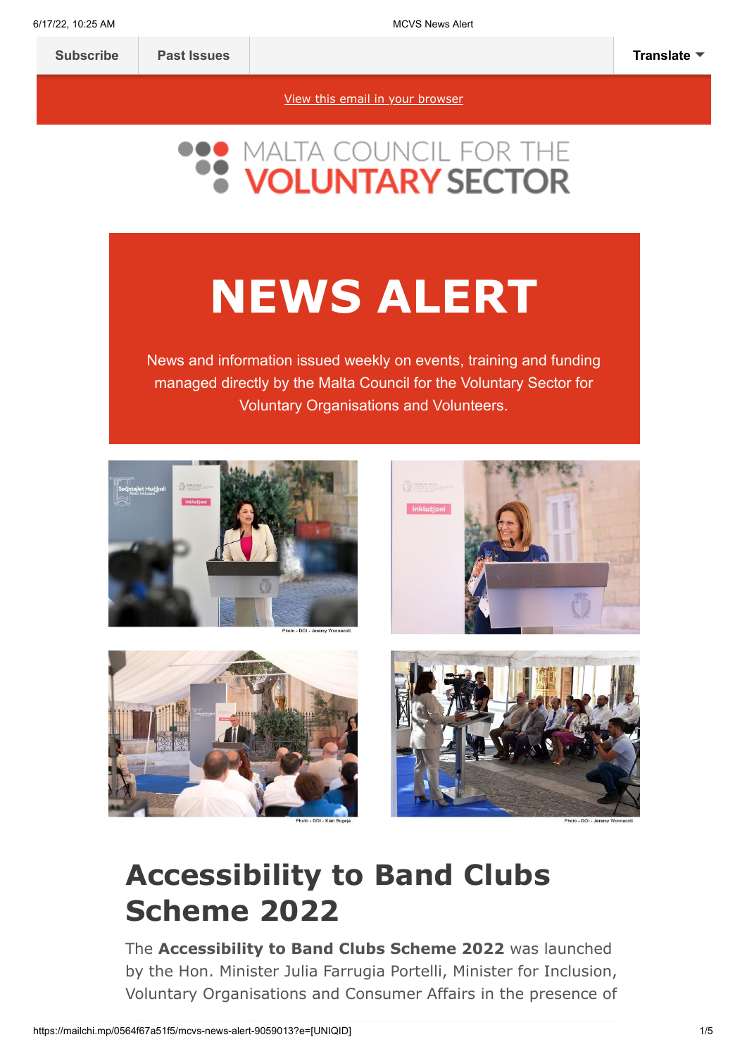Subscribe | Past Issues | Translate

View this email in your browser

MALTA COUNCIL FOR THE VOLUNTARY SECTOR

# NEWS ALERT

News and information issued weekly on events, training and funding managed directly by the Malta Council for the Voluntary Sector for Voluntary Organisations and Volunteers.

Photo - DOI - Jeremy Wonnacott

Photo - DOI - Kian Bugeja

Photo - DOI - Jeremy Wonnacott

## Accessibility to Band Clubs Scheme 2022

The **Accessibility to Band Clubs Scheme 2022** was launched by the Hon. Minister Julia Farrugia Portelli, Minister for Inclusion, Voluntary Organisations and Consumer Affairs in the presence of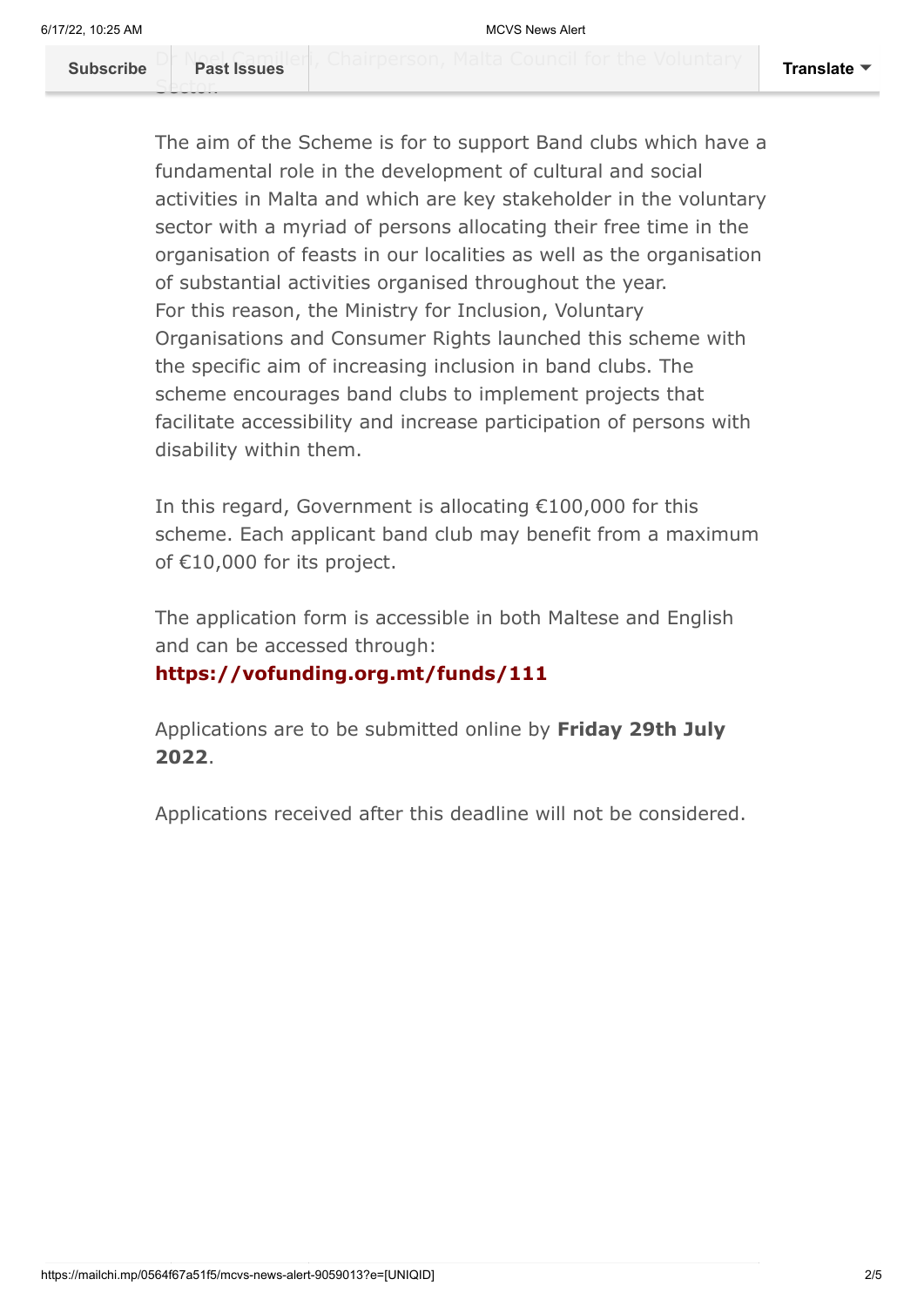Dr Noel Camilleri, Chairperson, Malta Council for the Voluntary Sector.

The aim of the Scheme is for to support Band clubs which have a fundamental role in the development of cultural and social activities in Malta and which are key stakeholder in the voluntary sector with a myriad of persons allocating their free time in the organisation of feasts in our localities as well as the organisation of substantial activities organised throughout the year.
For this reason, the Ministry for Inclusion, Voluntary Organisations and Consumer Rights launched this scheme with the specific aim of increasing inclusion in band clubs. The scheme encourages band clubs to implement projects that facilitate accessibility and increase participation of persons with disability within them.

In this regard, Government is allocating €100,000 for this scheme. Each applicant band club may benefit from a maximum of €10,000 for its project.

The application form is accessible in both Maltese and English and can be accessed through:
**https://vofunding.org.mt/funds/111**

Applications are to be submitted online by **Friday 29th July 2022**.

Applications received after this deadline will not be considered.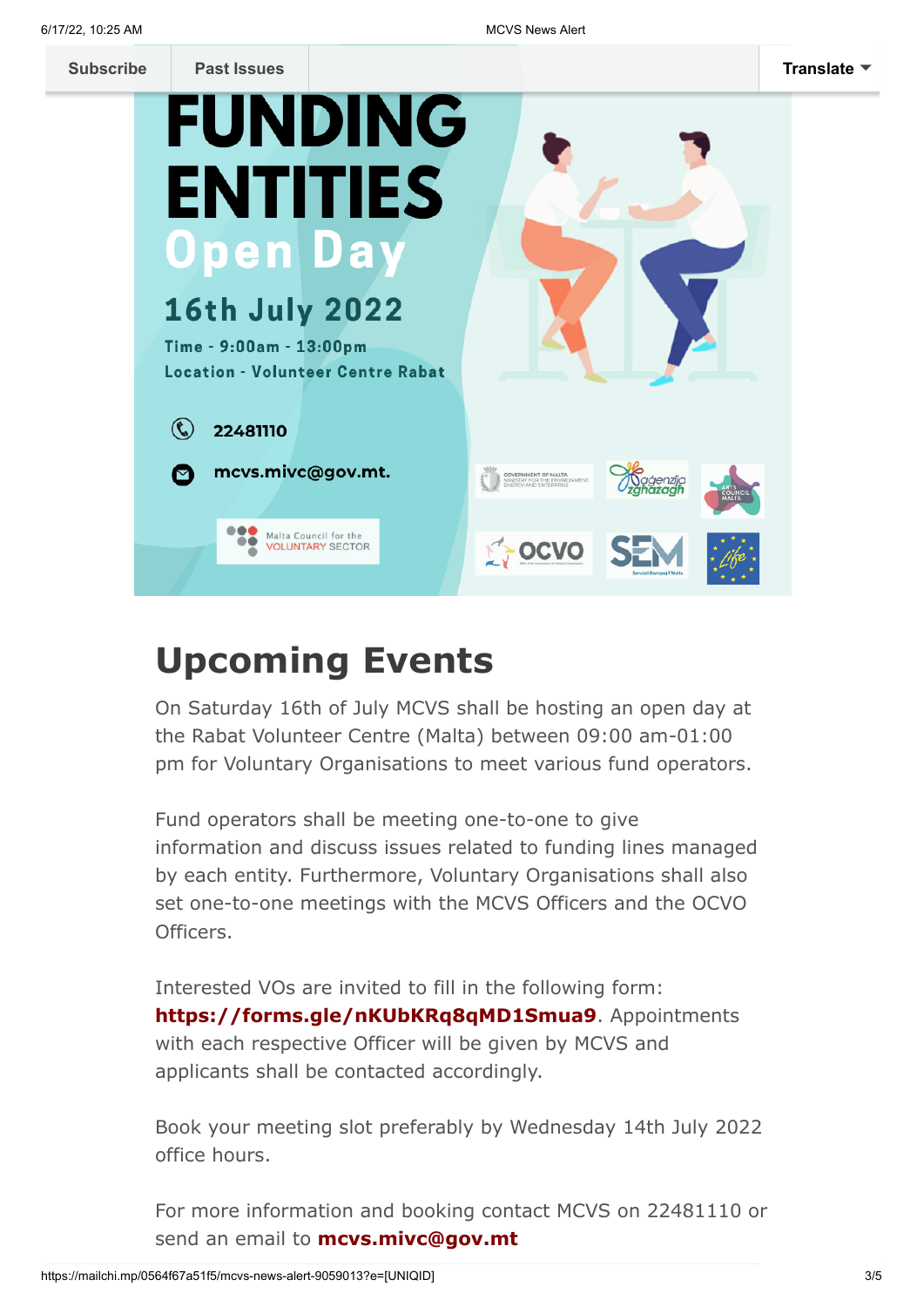Subscribe | Past Issues | Translate

# FUNDING ENTITIES Open Day

## 16th July 2022

Time - 9:00am - 13:00pm

Location - Volunteer Centre Rabat

22481110

mcvs.mivc@gov.mt.

Malta Council for the VOLUNTARY SECTOR

## Upcoming Events

On Saturday 16th of July MCVS shall be hosting an open day at the Rabat Volunteer Centre (Malta) between 09:00 am-01:00 pm for Voluntary Organisations to meet various fund operators.

Fund operators shall be meeting one-to-one to give information and discuss issues related to funding lines managed by each entity. Furthermore, Voluntary Organisations shall also set one-to-one meetings with the MCVS Officers and the OCVO Officers.

Interested VOs are invited to fill in the following form: **https://forms.gle/nKUbKRq8qMD1Smua9**. Appointments with each respective Officer will be given by MCVS and applicants shall be contacted accordingly.

Book your meeting slot preferably by Wednesday 14th July 2022 office hours.

For more information and booking contact MCVS on 22481110 or send an email to **mcvs.mivc@gov.mt**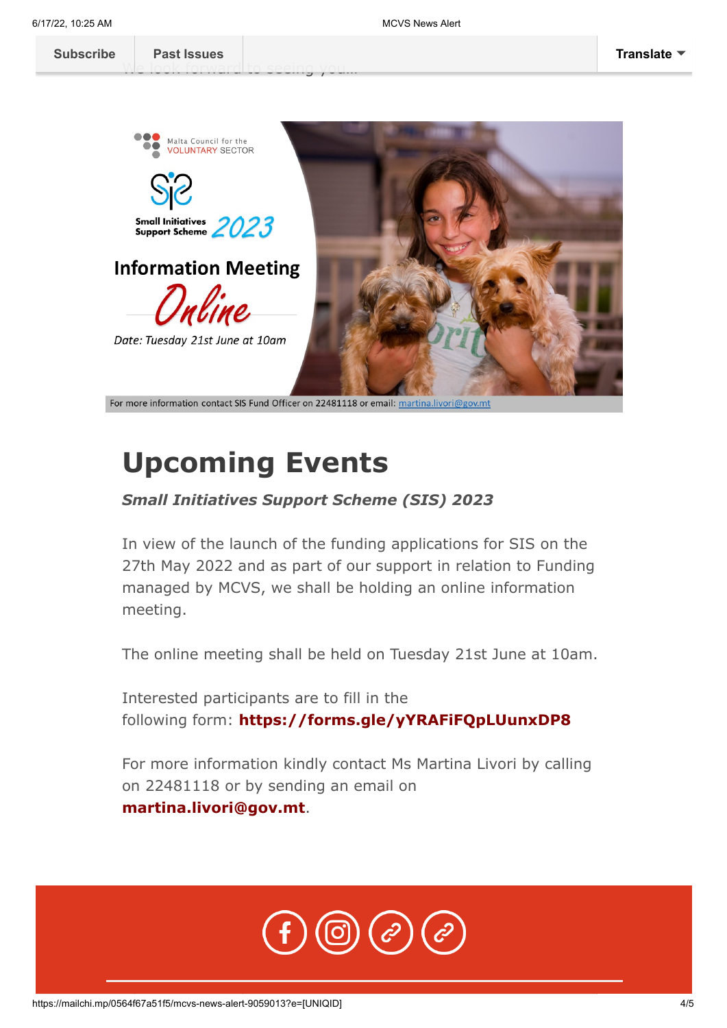Subscribe | Past Issues | Translate

Malta Council for the VOLUNTARY SECTOR

Small Initiatives Support Scheme 2023

Information Meeting

Online

Date: Tuesday 21st June at 10am

For more information contact SIS Fund Officer on 22481118 or email: martina.livori@gov.mt

# Upcoming Events

***Small Initiatives Support Scheme (SIS) 2023***

In view of the launch of the funding applications for SIS on the 27th May 2022 and as part of our support in relation to Funding managed by MCVS, we shall be holding an online information meeting.

The online meeting shall be held on Tuesday 21st June at 10am.

Interested participants are to fill in the following form: **https://forms.gle/yYRAFiFQpLUunxDP8**

For more information kindly contact Ms Martina Livori by calling on 22481118 or by sending an email on **martina.livori@gov.mt**.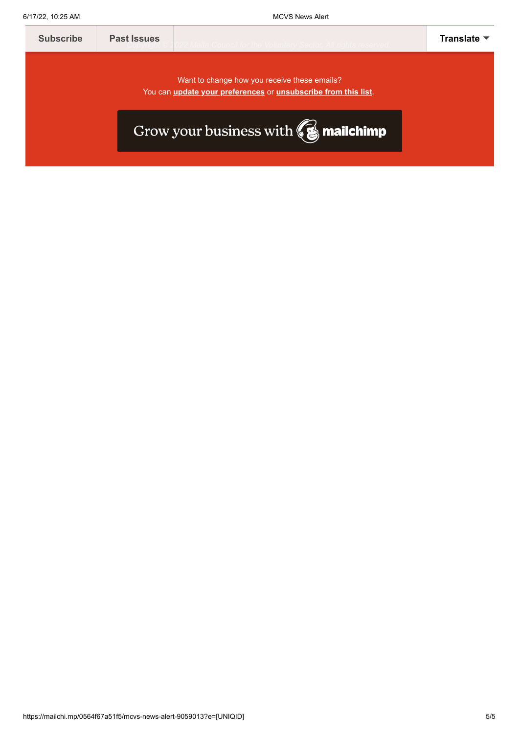Subscribe | Past Issues | Translate

*Copyright © 2022 Malta Council for the Voluntary Sector. All rights reserved.*

Want to change how you receive these emails?
You can **update your preferences** or **unsubscribe from this list**.

Grow your business with mailchimp